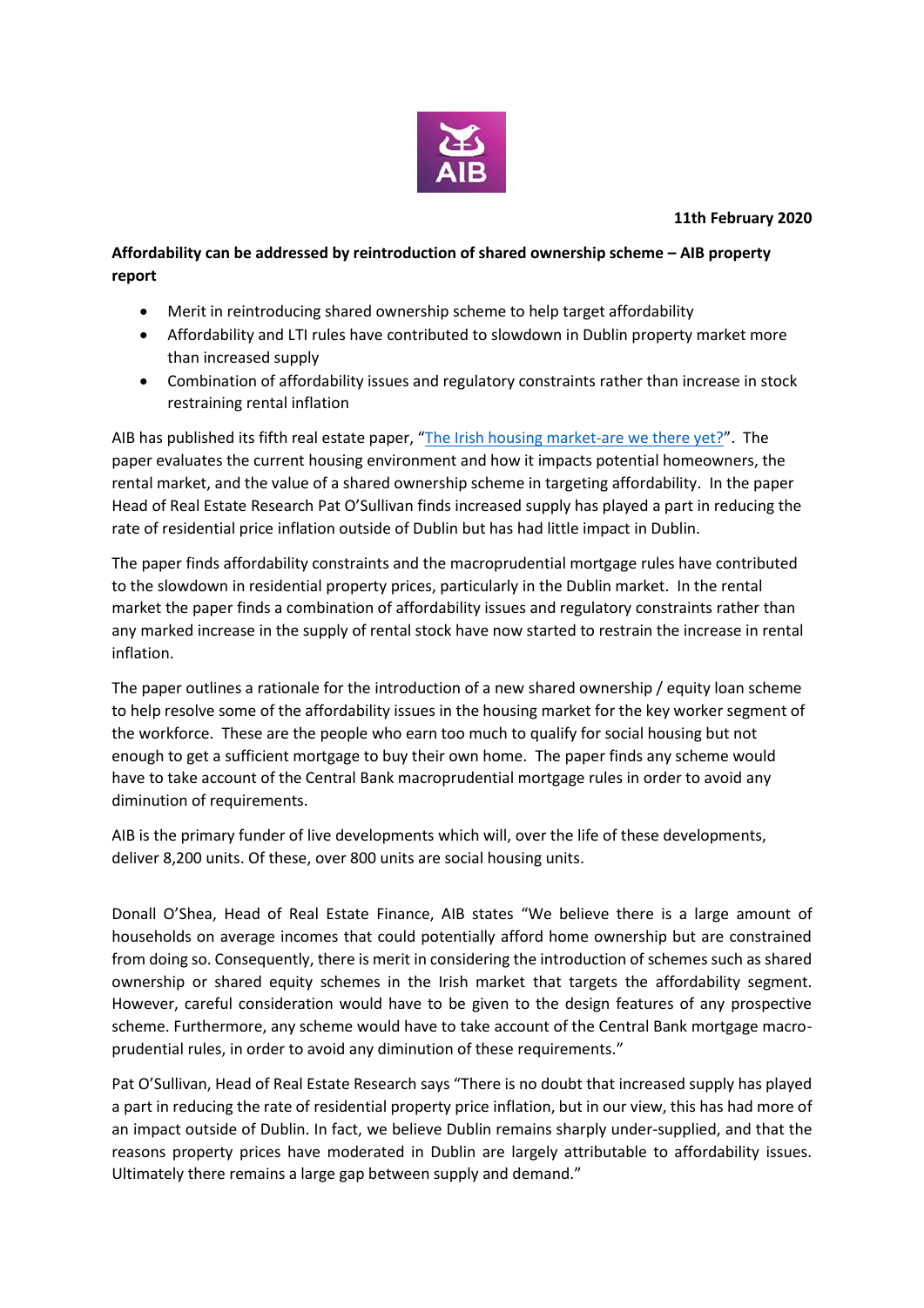**11th February 2020**

## Affordability can be addressed by reintroduction of shared ownership scheme – AIB property report

- Merit in reintroducing shared ownership scheme to help target affordability
- Affordability and LTI rules have contributed to slowdown in Dublin property market more than increased supply
- Combination of affordability issues and regulatory constraints rather than increase in stock restraining rental inflation

AIB has published its fifth real estate paper, "[The Irish housing market-are we there yet?](The Irish housing market-are we there yet?)". The paper evaluates the current housing environment and how it impacts potential homeowners, the rental market, and the value of a shared ownership scheme in targeting affordability. In the paper Head of Real Estate Research Pat O'Sullivan finds increased supply has played a part in reducing the rate of residential price inflation outside of Dublin but has had little impact in Dublin.

The paper finds affordability constraints and the macroprudential mortgage rules have contributed to the slowdown in residential property prices, particularly in the Dublin market. In the rental market the paper finds a combination of affordability issues and regulatory constraints rather than any marked increase in the supply of rental stock have now started to restrain the increase in rental inflation.

The paper outlines a rationale for the introduction of a new shared ownership / equity loan scheme to help resolve some of the affordability issues in the housing market for the key worker segment of the workforce. These are the people who earn too much to qualify for social housing but not enough to get a sufficient mortgage to buy their own home. The paper finds any scheme would have to take account of the Central Bank macroprudential mortgage rules in order to avoid any diminution of requirements.

AIB is the primary funder of live developments which will, over the life of these developments, deliver 8,200 units. Of these, over 800 units are social housing units.

Donall O'Shea, Head of Real Estate Finance, AIB states "We believe there is a large amount of households on average incomes that could potentially afford home ownership but are constrained from doing so. Consequently, there is merit in considering the introduction of schemes such as shared ownership or shared equity schemes in the Irish market that targets the affordability segment. However, careful consideration would have to be given to the design features of any prospective scheme. Furthermore, any scheme would have to take account of the Central Bank mortgage macro-prudential rules, in order to avoid any diminution of these requirements."

Pat O'Sullivan, Head of Real Estate Research says "There is no doubt that increased supply has played a part in reducing the rate of residential property price inflation, but in our view, this has had more of an impact outside of Dublin. In fact, we believe Dublin remains sharply under-supplied, and that the reasons property prices have moderated in Dublin are largely attributable to affordability issues. Ultimately there remains a large gap between supply and demand."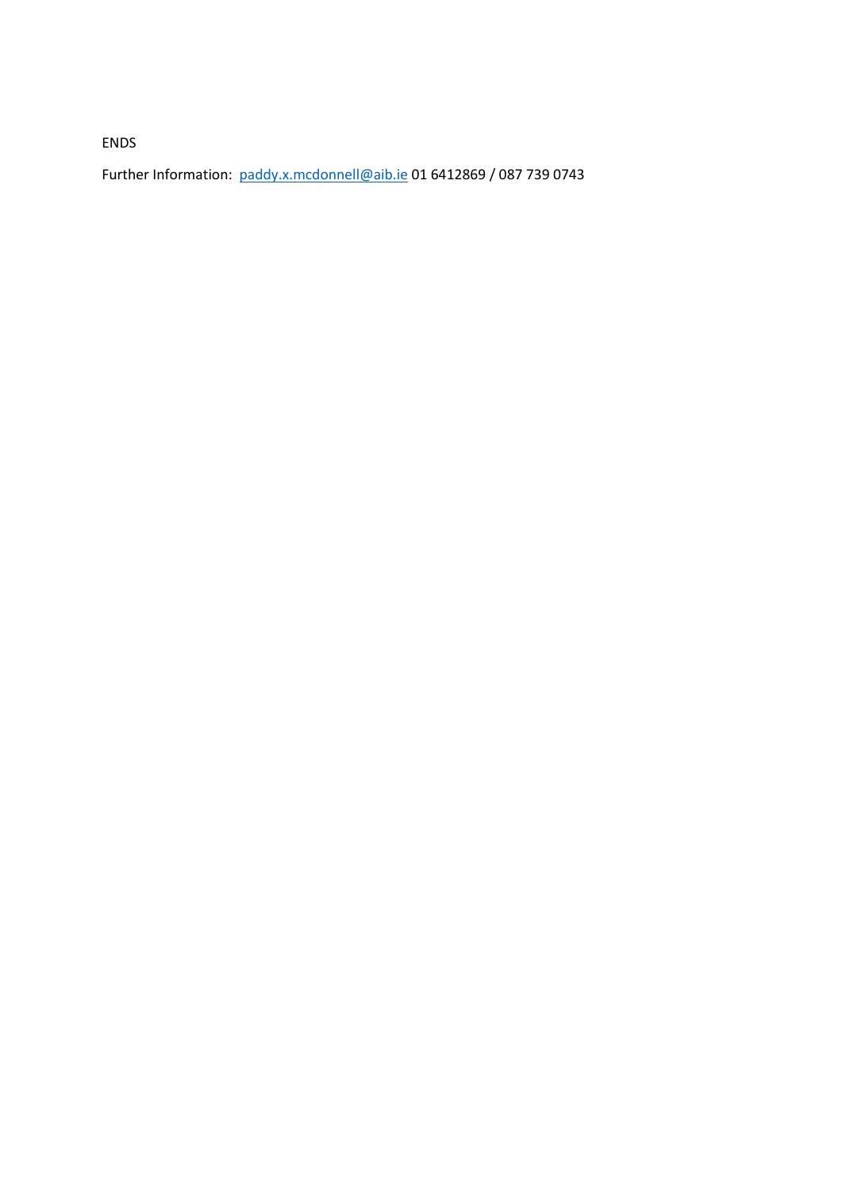ENDS

Further Information: paddy.x.mcdonnell@aib.ie 01 6412869 / 087 739 0743